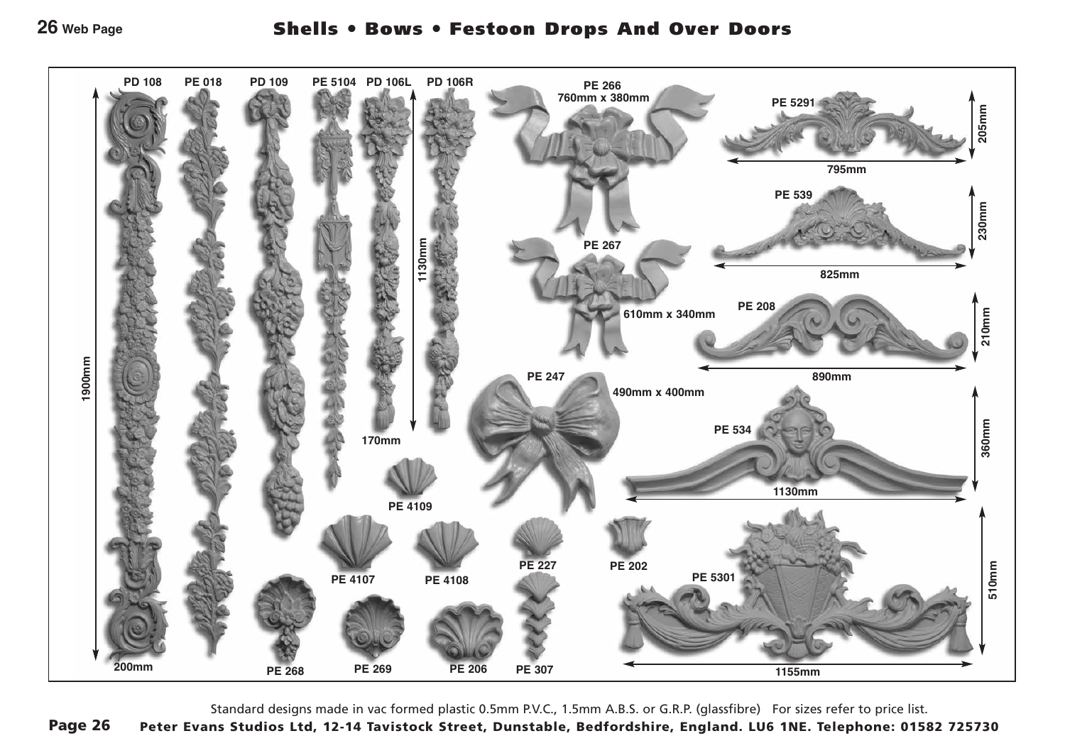# Shells • Bows • Festoon Drops And Over Doors

PD 108 PE 018 PD 109 PE 5104 PD 106L PD 106R

1900mm

200mm

1130mm

170mm

PE 266
760mm x 380mm

PE 267
610mm x 340mm

PE 247
490mm x 400mm

PE 5291
205mm
795mm

PE 539
230mm
825mm

PE 208
210mm
890mm

PE 534
360mm
1130mm

PE 5301
510mm
1155mm

PE 4109

PE 4107 PE 4108 PE 227 PE 202

PE 268 PE 269 PE 206 PE 307

Standard designs made in vac formed plastic 0.5mm P.V.C., 1.5mm A.B.S. or G.R.P. (glassfibre) For sizes refer to price list.

Peter Evans Studios Ltd, 12-14 Tavistock Street, Dunstable, Bedfordshire, England. LU6 1NE. Telephone: 01582 725730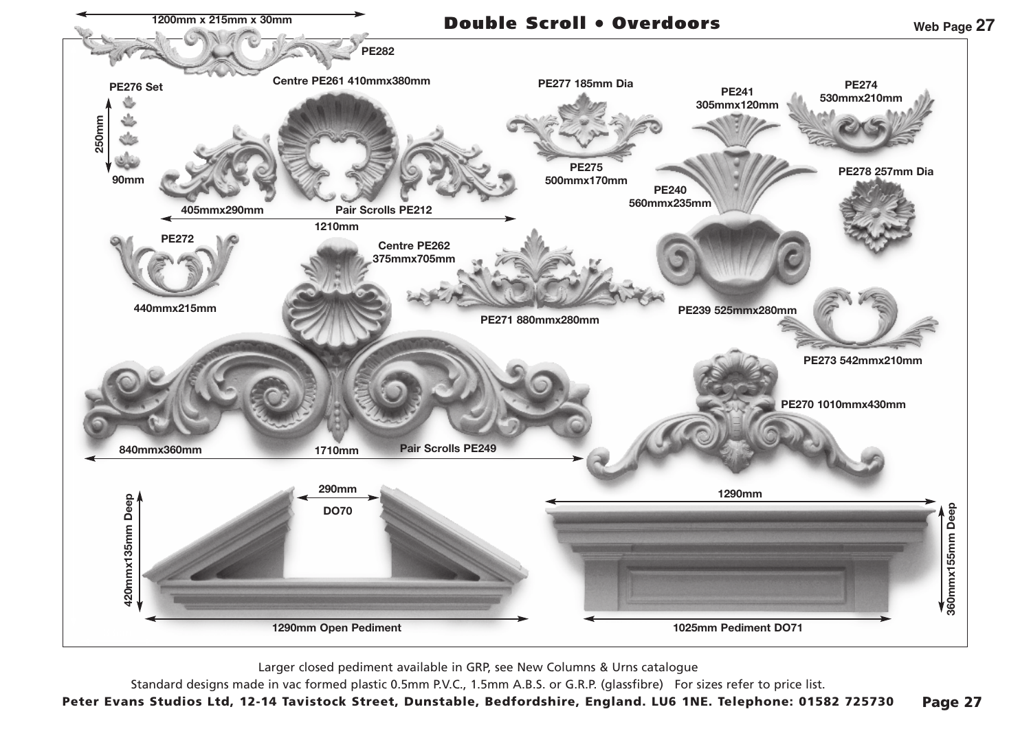# Double Scroll • Overdoors

Web Page 27

1200mm x 215mm x 30mm

PE282

PE276 Set

250mm

90mm

Centre PE261 410mmx380mm

405mmx290mm

Pair Scrolls PE212

1210mm

PE277 185mm Dia

PE275
500mmx170mm

PE241
305mmx120mm

PE274
530mmx210mm

PE278 257mm Dia

PE240
560mmx235mm

PE272

440mmx215mm

Centre PE262
375mmx705mm

PE271 880mmx280mm

PE239 525mmx280mm

PE273 542mmx210mm

PE270 1010mmx430mm

840mmx360mm

1710mm

Pair Scrolls PE249

290mm

DO70

420mmx135mm Deep

1290mm Open Pediment

1290mm

360mmx155mm Deep

1025mm Pediment DO71

Larger closed pediment available in GRP, see New Columns & Urns catalogue

Standard designs made in vac formed plastic 0.5mm P.V.C., 1.5mm A.B.S. or G.R.P. (glassfibre) For sizes refer to price list.

**Peter Evans Studios Ltd, 12-14 Tavistock Street, Dunstable, Bedfordshire, England. LU6 1NE. Telephone: 01582 725730**